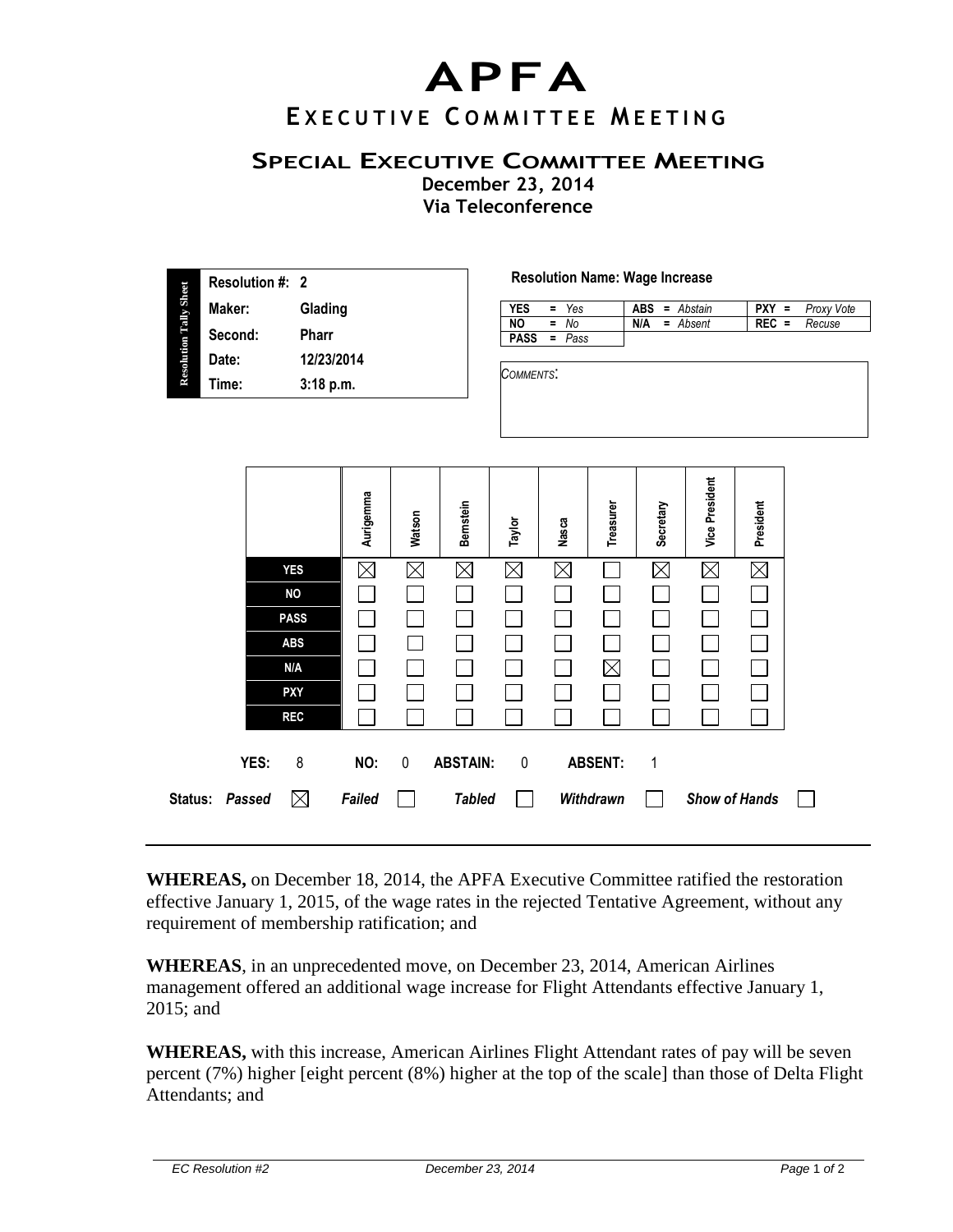# APFA

## Executive Committee Meeting

### Special Executive Committee Meeting

**December 23, 2014**
**Via Teleconference**

**Resolution Tally Sheet**

| | |
|---|---|
| **Resolution #:** | **2** |
| **Maker:** | **Glading** |
| **Second:** | **Pharr** |
| **Date:** | **12/23/2014** |
| **Time:** | **3:18 p.m.** |

**Resolution Name: Wage Increase**

| | | |
|---|---|---|
| YES = *Yes* | ABS = *Abstain* | PXY = *Proxy Vote* |
| NO = *No* | N/A = *Absent* | REC = *Recuse* |
| PASS = *Pass* | | |

*COMMENTS:*

| | Aurigemma | Watson | Bernstein | Taylor | Nasca | Treasurer | Secretary | Vice President | President |
|---|---|---|---|---|---|---|---|---|---|
| **YES** | ☒ | ☒ | ☒ | ☒ | ☒ | ☐ | ☒ | ☒ | ☒ |
| **NO** | ☐ | ☐ | ☐ | ☐ | ☐ | ☐ | ☐ | ☐ | ☐ |
| **PASS** | ☐ | ☐ | ☐ | ☐ | ☐ | ☐ | ☐ | ☐ | ☐ |
| **ABS** | ☐ | ☐ | ☐ | ☐ | ☐ | ☐ | ☐ | ☐ | ☐ |
| **N/A** | ☐ | ☐ | ☐ | ☐ | ☐ | ☒ | ☐ | ☐ | ☐ |
| **PXY** | ☐ | ☐ | ☐ | ☐ | ☐ | ☐ | ☐ | ☐ | ☐ |
| **REC** | ☐ | ☐ | ☐ | ☐ | ☐ | ☐ | ☐ | ☐ | ☐ |

**YES:** 8 **NO:** 0 **ABSTAIN:** 0 **ABSENT:** 1

**Status:** ***Passed*** ☒ ***Failed*** ☐ ***Tabled*** ☐ ***Withdrawn*** ☐ ***Show of Hands*** ☐

---

**WHEREAS,** on December 18, 2014, the APFA Executive Committee ratified the restoration effective January 1, 2015, of the wage rates in the rejected Tentative Agreement, without any requirement of membership ratification; and

**WHEREAS**, in an unprecedented move, on December 23, 2014, American Airlines management offered an additional wage increase for Flight Attendants effective January 1, 2015; and

**WHEREAS,** with this increase, American Airlines Flight Attendant rates of pay will be seven percent (7%) higher [eight percent (8%) higher at the top of the scale] than those of Delta Flight Attendants; and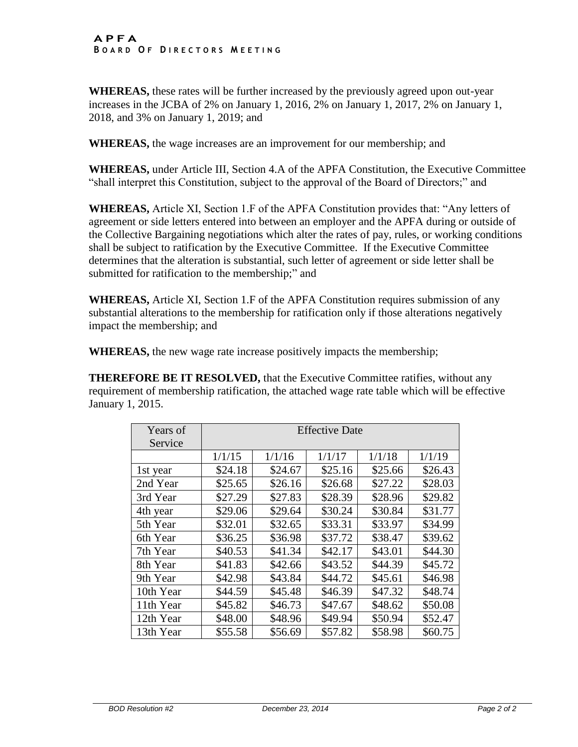**WHEREAS,** these rates will be further increased by the previously agreed upon out-year increases in the JCBA of 2% on January 1, 2016, 2% on January 1, 2017, 2% on January 1, 2018, and 3% on January 1, 2019; and

**WHEREAS,** the wage increases are an improvement for our membership; and

**WHEREAS,** under Article III, Section 4.A of the APFA Constitution, the Executive Committee "shall interpret this Constitution, subject to the approval of the Board of Directors;" and

**WHEREAS,** Article XI, Section 1.F of the APFA Constitution provides that: "Any letters of agreement or side letters entered into between an employer and the APFA during or outside of the Collective Bargaining negotiations which alter the rates of pay, rules, or working conditions shall be subject to ratification by the Executive Committee. If the Executive Committee determines that the alteration is substantial, such letter of agreement or side letter shall be submitted for ratification to the membership;" and

**WHEREAS,** Article XI, Section 1.F of the APFA Constitution requires submission of any substantial alterations to the membership for ratification only if those alterations negatively impact the membership; and

**WHEREAS,** the new wage rate increase positively impacts the membership;

**THEREFORE BE IT RESOLVED,** that the Executive Committee ratifies, without any requirement of membership ratification, the attached wage rate table which will be effective January 1, 2015.

| Years of Service | Effective Date | | | | |
|---|---|---|---|---|---|
| | 1/1/15 | 1/1/16 | 1/1/17 | 1/1/18 | 1/1/19 |
| 1st year | $24.18 | $24.67 | $25.16 | $25.66 | $26.43 |
| 2nd Year | $25.65 | $26.16 | $26.68 | $27.22 | $28.03 |
| 3rd Year | $27.29 | $27.83 | $28.39 | $28.96 | $29.82 |
| 4th year | $29.06 | $29.64 | $30.24 | $30.84 | $31.77 |
| 5th Year | $32.01 | $32.65 | $33.31 | $33.97 | $34.99 |
| 6th Year | $36.25 | $36.98 | $37.72 | $38.47 | $39.62 |
| 7th Year | $40.53 | $41.34 | $42.17 | $43.01 | $44.30 |
| 8th Year | $41.83 | $42.66 | $43.52 | $44.39 | $45.72 |
| 9th Year | $42.98 | $43.84 | $44.72 | $45.61 | $46.98 |
| 10th Year | $44.59 | $45.48 | $46.39 | $47.32 | $48.74 |
| 11th Year | $45.82 | $46.73 | $47.67 | $48.62 | $50.08 |
| 12th Year | $48.00 | $48.96 | $49.94 | $50.94 | $52.47 |
| 13th Year | $55.58 | $56.69 | $57.82 | $58.98 | $60.75 |